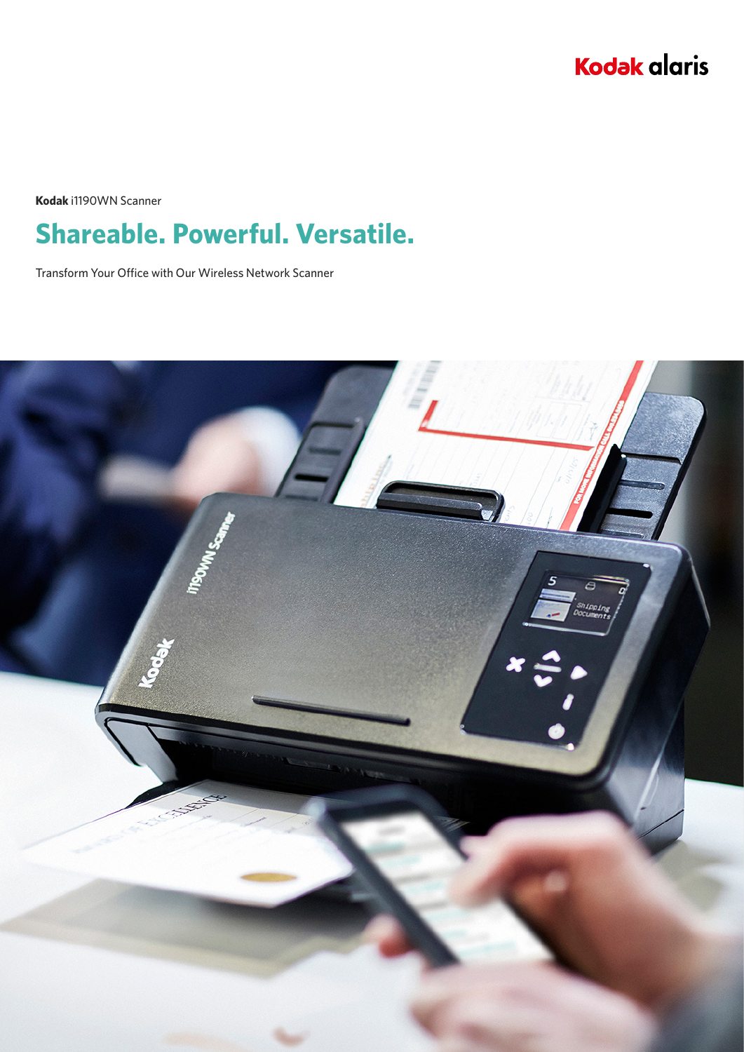Kodak alaris

**Kodak** i1190WN Scanner

# Shareable. Powerful. Versatile.

Transform Your Office with Our Wireless Network Scanner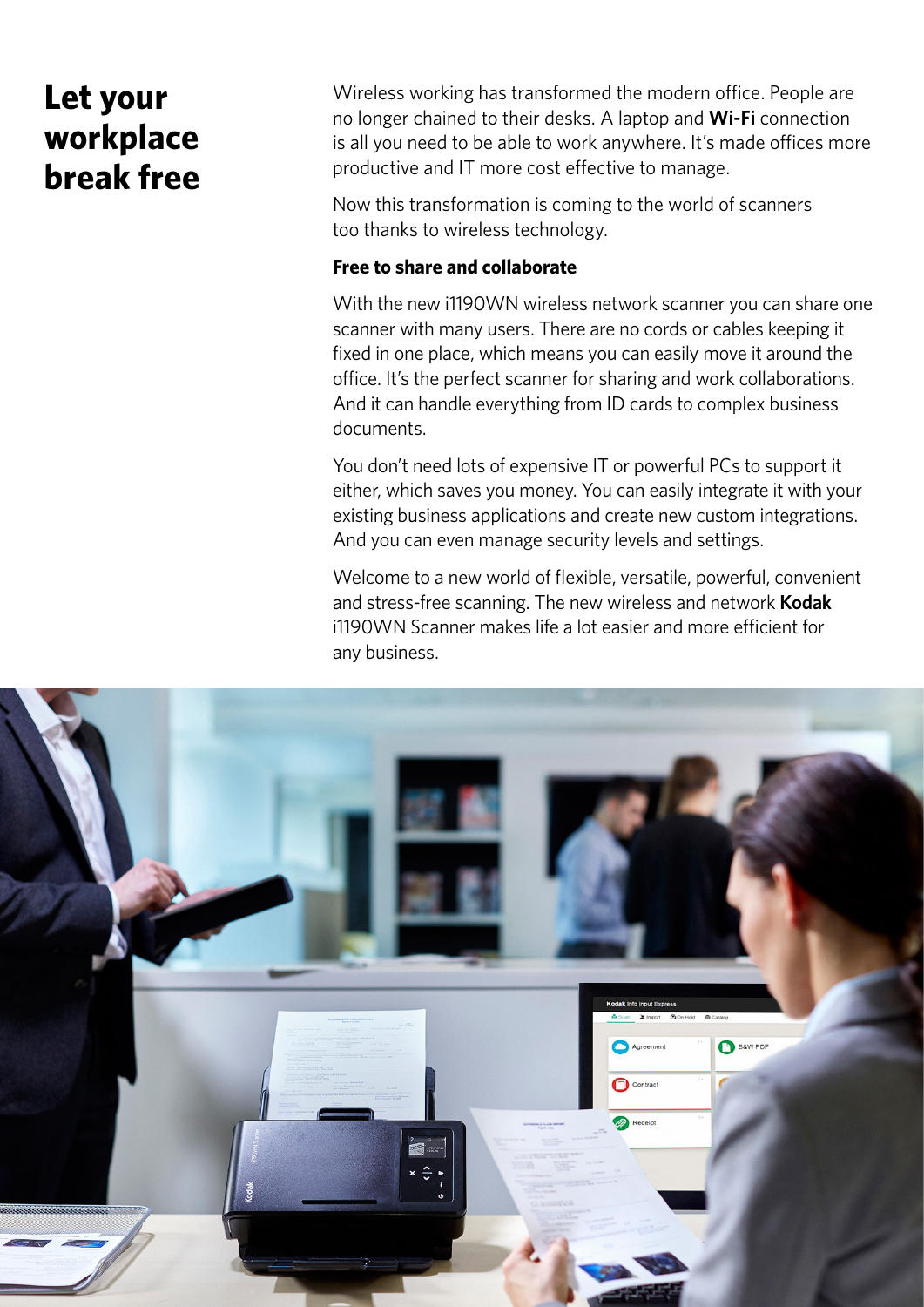# Let your workplace break free

Wireless working has transformed the modern office. People are no longer chained to their desks. A laptop and **Wi-Fi** connection is all you need to be able to work anywhere. It's made offices more productive and IT more cost effective to manage.

Now this transformation is coming to the world of scanners too thanks to wireless technology.

**Free to share and collaborate**

With the new i1190WN wireless network scanner you can share one scanner with many users. There are no cords or cables keeping it fixed in one place, which means you can easily move it around the office. It's the perfect scanner for sharing and work collaborations. And it can handle everything from ID cards to complex business documents.

You don't need lots of expensive IT or powerful PCs to support it either, which saves you money. You can easily integrate it with your existing business applications and create new custom integrations. And you can even manage security levels and settings.

Welcome to a new world of flexible, versatile, powerful, convenient and stress-free scanning. The new wireless and network **Kodak** i1190WN Scanner makes life a lot easier and more efficient for any business.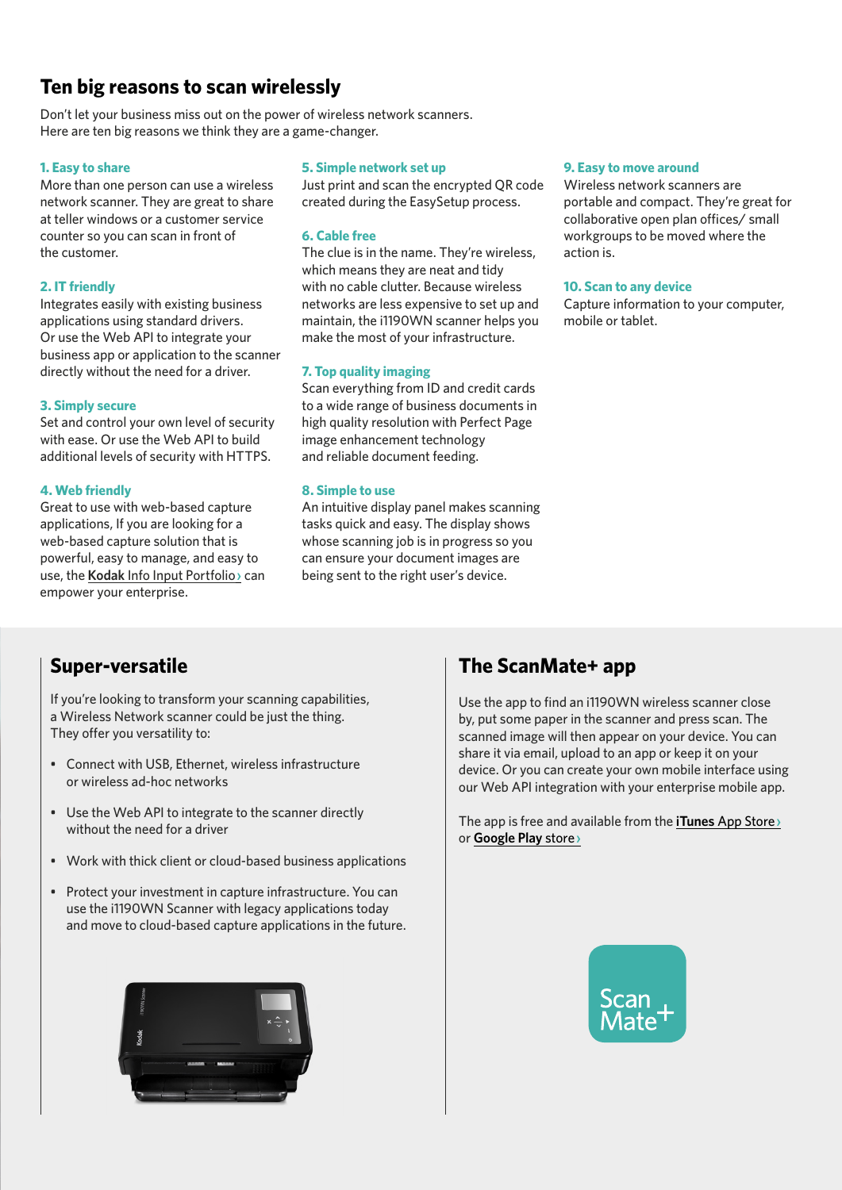## Ten big reasons to scan wirelessly

Don't let your business miss out on the power of wireless network scanners. Here are ten big reasons we think they are a game-changer.

### 1. Easy to share

More than one person can use a wireless network scanner. They are great to share at teller windows or a customer service counter so you can scan in front of the customer.

### 2. IT friendly

Integrates easily with existing business applications using standard drivers. Or use the Web API to integrate your business app or application to the scanner directly without the need for a driver.

### 3. Simply secure

Set and control your own level of security with ease. Or use the Web API to build additional levels of security with HTTPS.

### 4. Web friendly

Great to use with web-based capture applications, If you are looking for a web-based capture solution that is powerful, easy to manage, and easy to use, the **Kodak** Info Input Portfolio› can empower your enterprise.

### 5. Simple network set up

Just print and scan the encrypted QR code created during the EasySetup process.

### 6. Cable free

The clue is in the name. They're wireless, which means they are neat and tidy with no cable clutter. Because wireless networks are less expensive to set up and maintain, the i1190WN scanner helps you make the most of your infrastructure.

### 7. Top quality imaging

Scan everything from ID and credit cards to a wide range of business documents in high quality resolution with Perfect Page image enhancement technology and reliable document feeding.

### 8. Simple to use

An intuitive display panel makes scanning tasks quick and easy. The display shows whose scanning job is in progress so you can ensure your document images are being sent to the right user's device.

### 9. Easy to move around

Wireless network scanners are portable and compact. They're great for collaborative open plan offices/ small workgroups to be moved where the action is.

### 10. Scan to any device

Capture information to your computer, mobile or tablet.

## Super-versatile

If you're looking to transform your scanning capabilities, a Wireless Network scanner could be just the thing. They offer you versatility to:

- Connect with USB, Ethernet, wireless infrastructure or wireless ad-hoc networks
- Use the Web API to integrate to the scanner directly without the need for a driver
- Work with thick client or cloud-based business applications
- Protect your investment in capture infrastructure. You can use the i1190WN Scanner with legacy applications today and move to cloud-based capture applications in the future.

## The ScanMate+ app

Use the app to find an i1190WN wireless scanner close by, put some paper in the scanner and press scan. The scanned image will then appear on your device. You can share it via email, upload to an app or keep it on your device. Or you can create your own mobile interface using our Web API integration with your enterprise mobile app.

The app is free and available from the **iTunes** App Store› or **Google Play** store›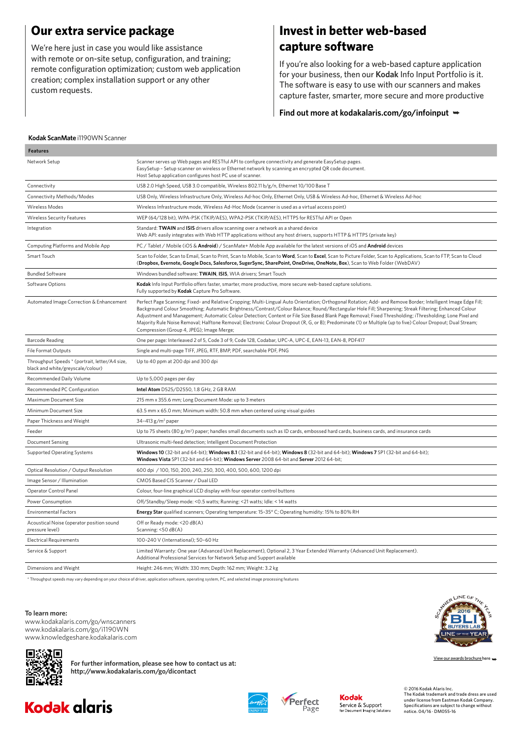## Our extra service package

We're here just in case you would like assistance with remote or on-site setup, configuration, and training; remote configuration optimization; custom web application creation; complex installation support or any other custom requests.

## Invest in better web-based capture software

If you're also looking for a web-based capture application for your business, then our **Kodak** Info Input Portfolio is it. The software is easy to use with our scanners and makes capture faster, smarter, more secure and more productive

**Find out more at kodakalaris.com/go/infoinput ➡**

**Kodak ScanMate** i1190WN Scanner

| Features | |
|---|---|
| Network Setup | Scanner serves up Web pages and RESTful API to configure connectivity and generate EasySetup pages. EasySetup – Setup scanner on wireless or Ethernet network by scanning an encrypted QR code document. Host Setup application configures host PC use of scanner. |
| Connectivity | USB 2.0 High Speed, USB 3.0 compatible, Wireless 802.11 b/g/n, Ethernet 10/100 Base T |
| Connectivity Methods/Modes | USB Only, Wireless Infrastructure Only, Wireless Ad-hoc Only, Ethernet Only, USB & Wireless Ad-hoc, Ethernet & Wireless Ad-hoc |
| Wireless Modes | Wireless Infrastructure mode, Wireless Ad-Hoc Mode (scanner is used as a virtual access point) |
| Wireless Security Features | WEP (64/128 bit), WPA-PSK (TKIP/AES), WPA2-PSK (TKIP/AES), HTTPS for RESTful API or Open |
| Integration | Standard: **TWAIN** and **ISIS** drivers allow scanning over a network as a shared device<br>Web API: easily integrates with Web HTTP applications without any host drivers, supports HTTP & HTTPS (private key) |
| Computing Platforms and Mobile App | PC / Tablet / Mobile (iOS & **Android**) / ScanMate+ Mobile App available for the latest versions of iOS and **Android** devices |
| Smart Touch | Scan to Folder, Scan to Email, Scan to Print, Scan to Mobile, Scan to **Word**, Scan to **Excel**, Scan to Picture Folder, Scan to Applications, Scan to FTP, Scan to Cloud (**Dropbox, Evernote, Google Docs, Salesforce, SugerSync, SharePoint, OneDrive, OneNote, Box**), Scan to Web Folder (WebDAV) |
| Bundled Software | Windows bundled software: **TWAIN**, **ISIS**, WIA drivers; Smart Touch |
| Software Options | **Kodak** Info Input Portfolio offers faster, smarter, more productive, more secure web-based capture solutions.<br>Fully supported by **Kodak** Capture Pro Software. |
| Automated Image Correction & Enhancement | Perfect Page Scanning; Fixed- and Relative Cropping; Multi-Lingual Auto Orientation; Orthogonal Rotation; Add- and Remove Border; Intelligent Image Edge Fill; Background Colour Smoothing; Automatic Brightness/Contrast/Colour Balance; Round/Rectangular Hole Fill; Sharpening; Streak Filtering; Enhanced Colour Adjustment and Management; Automatic Colour Detection; Content or File Size Based Blank Page Removal; Fixed Thresholding; iThresholding; Lone Pixel and Majority Rule Noise Removal; Halftone Removal; Electronic Colour Dropout (R, G, or B); Predominate (1) or Multiple (up to five) Colour Dropout; Dual Stream; Compression (Group 4, JPEG); Image Merge; |
| Barcode Reading | One per page: Interleaved 2 of 5, Code 3 of 9, Code 128, Codabar, UPC-A, UPC-E, EAN-13, EAN-8, PDF417 |
| File Format Outputs | Single and multi-page TIFF, JPEG, RTF, BMP, PDF, searchable PDF, PNG |
| Throughput Speeds * (portrait, letter/A4 size, black and white/greyscale/colour) | Up to 40 ppm at 200 dpi and 300 dpi |
| Recommended Daily Volume | Up to 5,000 pages per day |
| Recommended PC Configuration | **Intel Atom** D525/D2550, 1.8 GHz, 2 GB RAM |
| Maximum Document Size | 215 mm x 355.6 mm; Long Document Mode: up to 3 meters |
| Minimum Document Size | 63.5 mm x 65.0 mm; Minimum width: 50.8 mm when centered using visual guides |
| Paper Thickness and Weight | 34–413 g/m² paper |
| Feeder | Up to 75 sheets (80 g/m²) paper; handles small documents such as ID cards, embossed hard cards, business cards, and insurance cards |
| Document Sensing | Ultrasonic multi-feed detection; Intelligent Document Protection |
| Supported Operating Systems | **Windows 10** (32-bit and 64-bit); **Windows 8.1** (32-bit and 64-bit); **Windows 8** (32-bit and 64-bit); **Windows 7** SP1 (32-bit and 64-bit); **Windows Vista** SP1 (32-bit and 64-bit); **Windows Server** 2008 64-bit and **Server** 2012 64-bit; |
| Optical Resolution / Output Resolution | 600 dpi / 100, 150, 200, 240, 250, 300, 400, 500, 600, 1200 dpi |
| Image Sensor / Illumination | CMOS Based CIS Scanner / Dual LED |
| Operator Control Panel | Colour, four-line graphical LCD display with four operator control buttons |
| Power Consumption | Off/Standby/Sleep mode: <0.5 watts; Running: <21 watts; Idle: < 14 watts |
| Environmental Factors | **Energy Star** qualified scanners; Operating temperature: 15–35° C; Operating humidity: 15% to 80% RH |
| Acoustical Noise (operator position sound pressure level) | Off or Ready mode: <20 dB(A)<br>Scanning: <50 dB(A) |
| Electrical Requirements | 100–240 V (International); 50–60 Hz |
| Service & Support | Limited Warranty: One year (Advanced Unit Replacement), Optional 2, 3 Year Extended Warranty (Advanced Unit Replacement).<br>Additional Professional Services for Network Setup and Support available |
| Dimensions and Weight | Height: 246 mm; Width: 330 mm; Depth: 162 mm; Weight: 3.2 kg |

* Throughput speeds may vary depending on your choice of driver, application software, operating system, PC, and selected image processing features

**To learn more:**
www.kodakalaris.com/go/wnscanners
www.kodakalaris.com/go/i1190WN
www.knowledgeshare.kodakalaris.com

**For further information, please see how to contact us at:**
**http://www.kodakalaris.com/go/dicontact**

View our awards brochure here ➡

© 2016 Kodak Alaris Inc.
The Kodak trademark and trade dress are used under license from Eastman Kodak Company.
Specifications are subject to change without notice. 04/16 · DM055-16